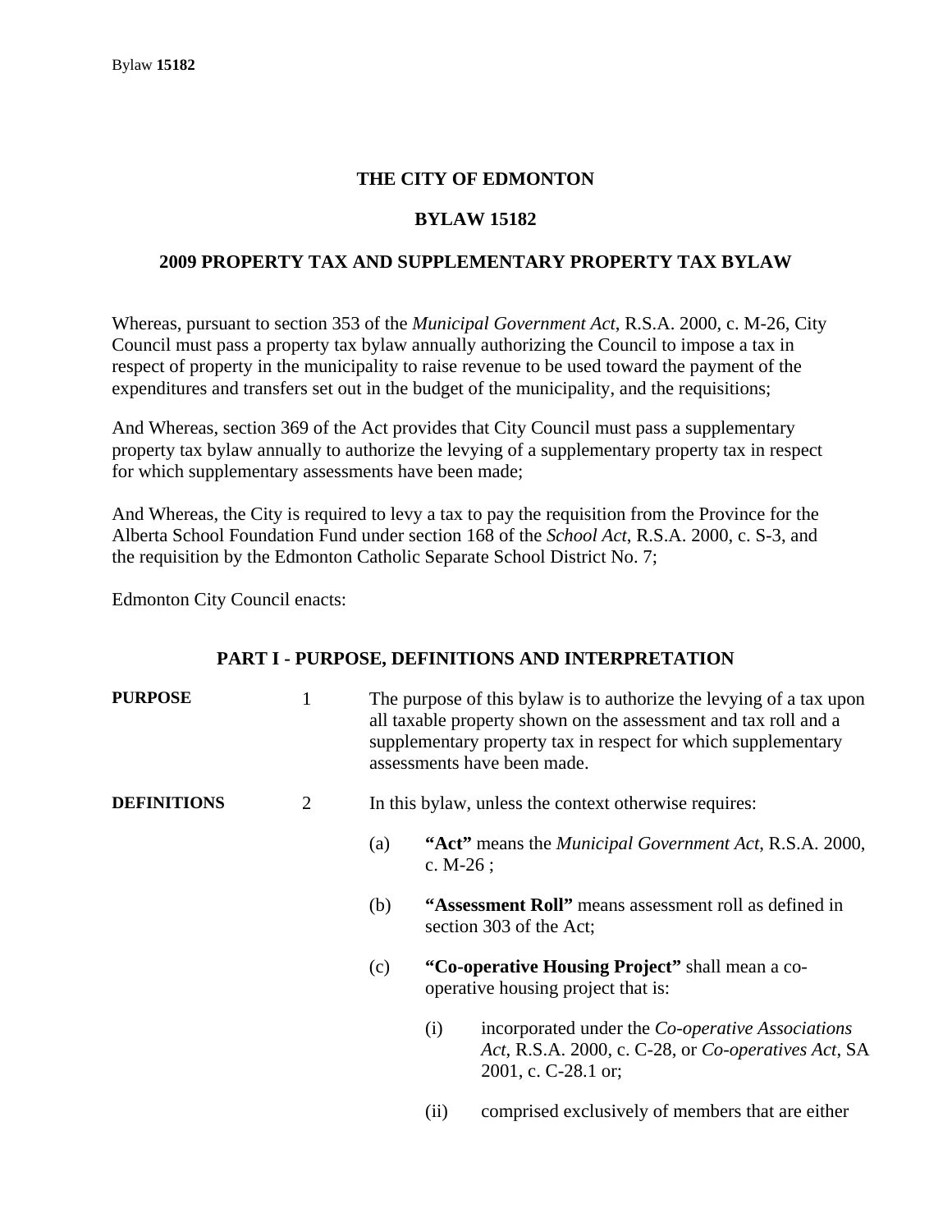# THE CITY OF EDMONTON

## BYLAW 15182

## 2009 PROPERTY TAX AND SUPPLEMENTARY PROPERTY TAX BYLAW

Whereas, pursuant to section 353 of the *Municipal Government Act*, R.S.A. 2000, c. M-26, City Council must pass a property tax bylaw annually authorizing the Council to impose a tax in respect of property in the municipality to raise revenue to be used toward the payment of the expenditures and transfers set out in the budget of the municipality, and the requisitions;

And Whereas, section 369 of the Act provides that City Council must pass a supplementary property tax bylaw annually to authorize the levying of a supplementary property tax in respect for which supplementary assessments have been made;

And Whereas, the City is required to levy a tax to pay the requisition from the Province for the Alberta School Foundation Fund under section 168 of the *School Act*, R.S.A. 2000, c. S-3, and the requisition by the Edmonton Catholic Separate School District No. 7;

Edmonton City Council enacts:

### PART I - PURPOSE, DEFINITIONS AND INTERPRETATION

**PURPOSE**

1 The purpose of this bylaw is to authorize the levying of a tax upon all taxable property shown on the assessment and tax roll and a supplementary property tax in respect for which supplementary assessments have been made.

**DEFINITIONS**

2 In this bylaw, unless the context otherwise requires:

(a) **"Act"** means the *Municipal Government Act*, R.S.A. 2000, c. M-26 ;

(b) **"Assessment Roll"** means assessment roll as defined in section 303 of the Act;

(c) **"Co-operative Housing Project"** shall mean a co-operative housing project that is:

(i) incorporated under the *Co-operative Associations Act*, R.S.A. 2000, c. C-28, or *Co-operatives Act*, SA 2001, c. C-28.1 or;

(ii) comprised exclusively of members that are either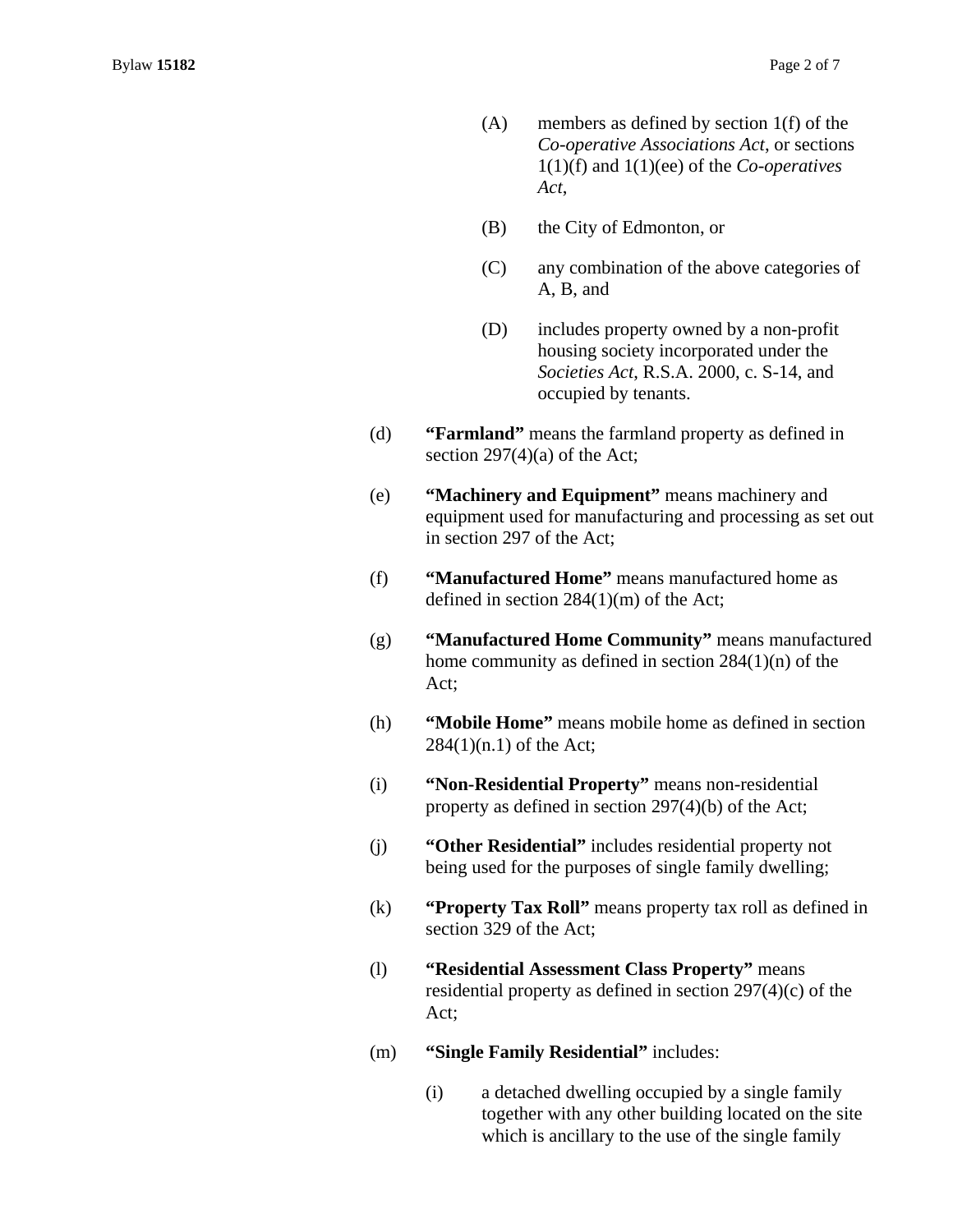(A) members as defined by section 1(f) of the *Co-operative Associations Act*, or sections 1(1)(f) and 1(1)(ee) of the *Co-operatives Act*,

(B) the City of Edmonton, or

(C) any combination of the above categories of A, B, and

(D) includes property owned by a non-profit housing society incorporated under the *Societies Act*, R.S.A. 2000, c. S-14, and occupied by tenants.

(d) **"Farmland"** means the farmland property as defined in section 297(4)(a) of the Act;

(e) **"Machinery and Equipment"** means machinery and equipment used for manufacturing and processing as set out in section 297 of the Act;

(f) **"Manufactured Home"** means manufactured home as defined in section 284(1)(m) of the Act;

(g) **"Manufactured Home Community"** means manufactured home community as defined in section 284(1)(n) of the Act;

(h) **"Mobile Home"** means mobile home as defined in section 284(1)(n.1) of the Act;

(i) **"Non-Residential Property"** means non-residential property as defined in section 297(4)(b) of the Act;

(j) **"Other Residential"** includes residential property not being used for the purposes of single family dwelling;

(k) **"Property Tax Roll"** means property tax roll as defined in section 329 of the Act;

(l) **"Residential Assessment Class Property"** means residential property as defined in section 297(4)(c) of the Act;

(m) **"Single Family Residential"** includes:

(i) a detached dwelling occupied by a single family together with any other building located on the site which is ancillary to the use of the single family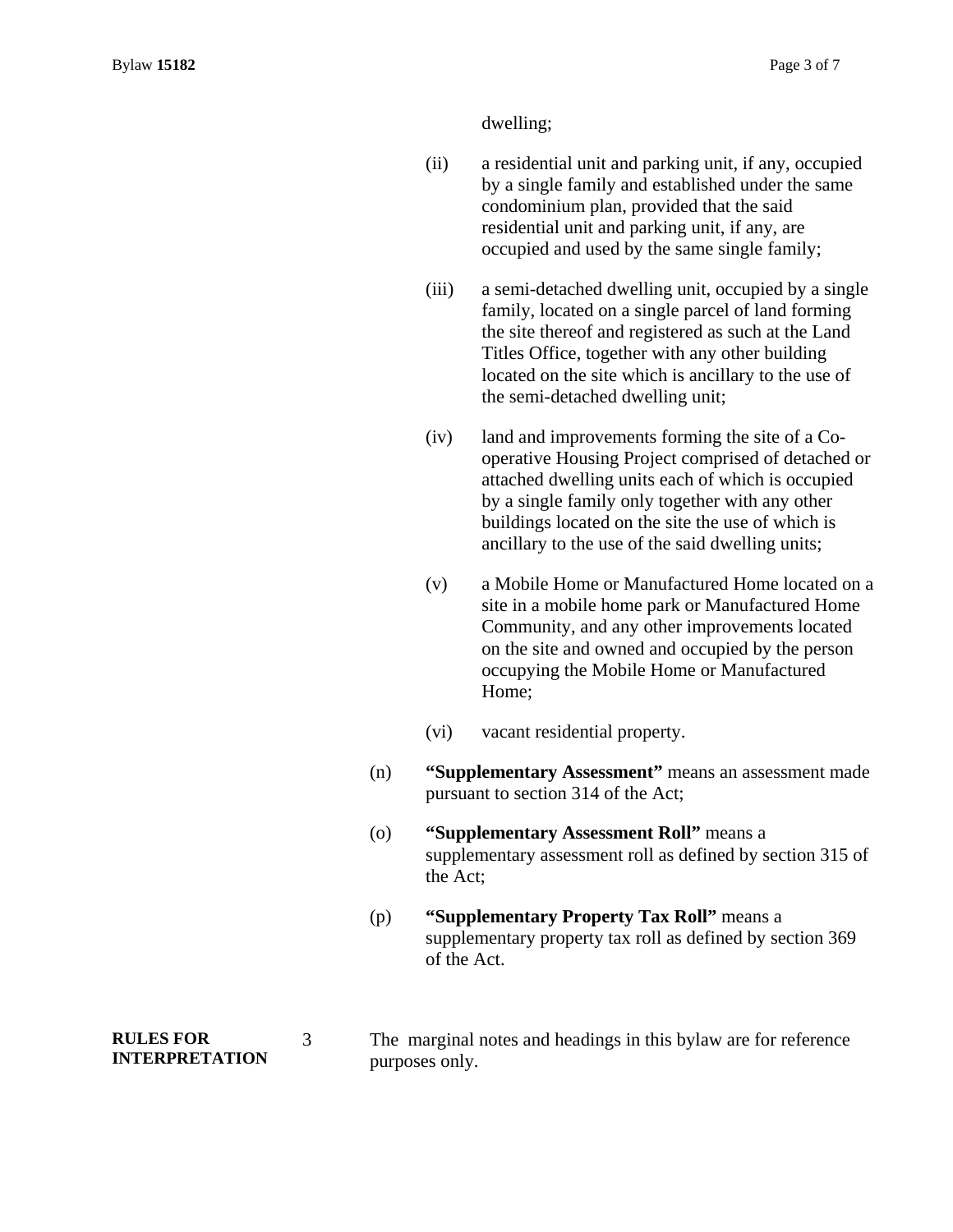dwelling;

(ii) a residential unit and parking unit, if any, occupied by a single family and established under the same condominium plan, provided that the said residential unit and parking unit, if any, are occupied and used by the same single family;

(iii) a semi-detached dwelling unit, occupied by a single family, located on a single parcel of land forming the site thereof and registered as such at the Land Titles Office, together with any other building located on the site which is ancillary to the use of the semi-detached dwelling unit;

(iv) land and improvements forming the site of a Co-operative Housing Project comprised of detached or attached dwelling units each of which is occupied by a single family only together with any other buildings located on the site the use of which is ancillary to the use of the said dwelling units;

(v) a Mobile Home or Manufactured Home located on a site in a mobile home park or Manufactured Home Community, and any other improvements located on the site and owned and occupied by the person occupying the Mobile Home or Manufactured Home;

(vi) vacant residential property.

(n) **"Supplementary Assessment"** means an assessment made pursuant to section 314 of the Act;

(o) **"Supplementary Assessment Roll"** means a supplementary assessment roll as defined by section 315 of the Act;

(p) **"Supplementary Property Tax Roll"** means a supplementary property tax roll as defined by section 369 of the Act.

**RULES FOR INTERPRETATION**

3 The marginal notes and headings in this bylaw are for reference purposes only.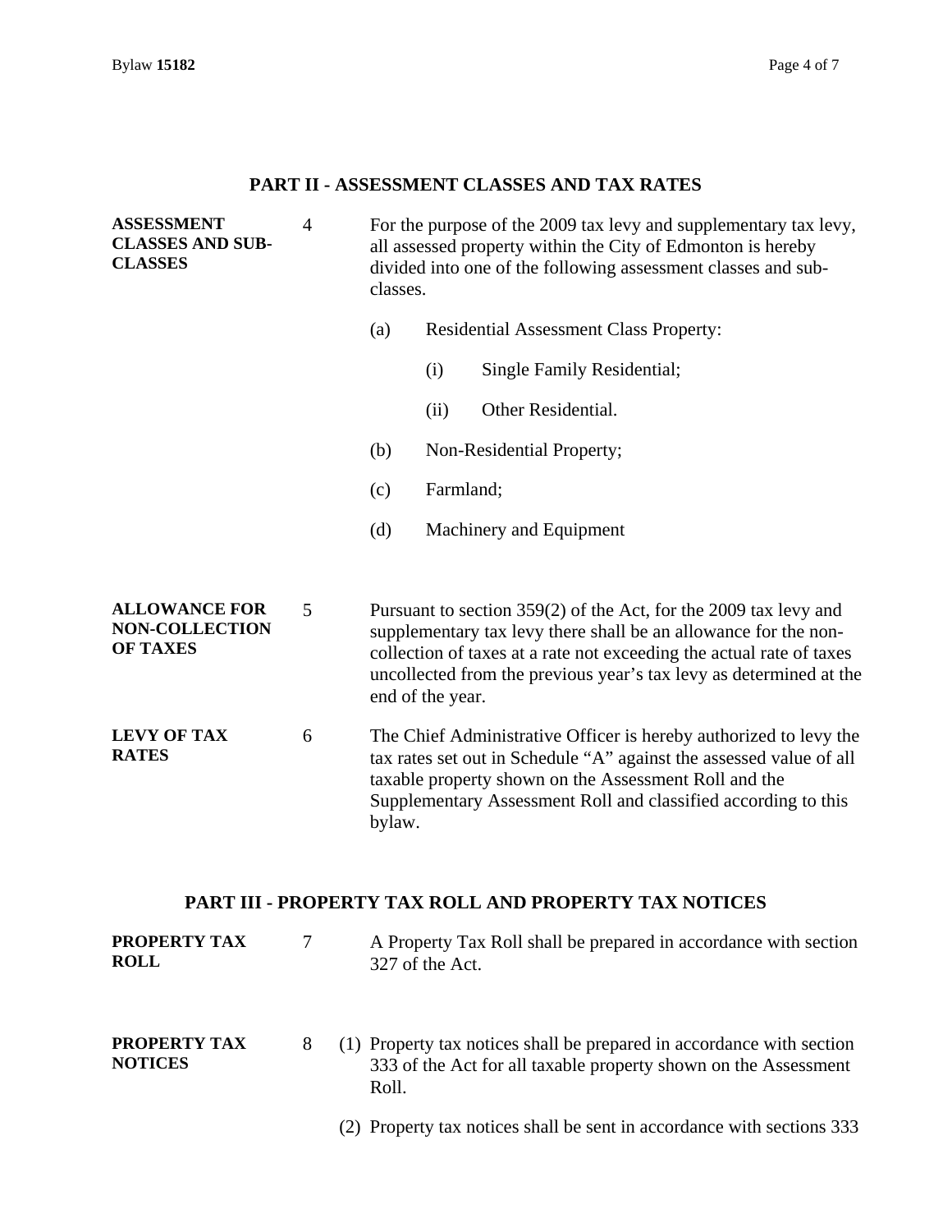## PART II - ASSESSMENT CLASSES AND TAX RATES

**ASSESSMENT CLASSES AND SUB-CLASSES**

4 For the purpose of the 2009 tax levy and supplementary tax levy, all assessed property within the City of Edmonton is hereby divided into one of the following assessment classes and sub-classes.

- (a) Residential Assessment Class Property:
  - (i) Single Family Residential;
  - (ii) Other Residential.
- (b) Non-Residential Property;
- (c) Farmland;
- (d) Machinery and Equipment

**ALLOWANCE FOR NON-COLLECTION OF TAXES**

5 Pursuant to section 359(2) of the Act, for the 2009 tax levy and supplementary tax levy there shall be an allowance for the non-collection of taxes at a rate not exceeding the actual rate of taxes uncollected from the previous year's tax levy as determined at the end of the year.

**LEVY OF TAX RATES**

6 The Chief Administrative Officer is hereby authorized to levy the tax rates set out in Schedule "A" against the assessed value of all taxable property shown on the Assessment Roll and the Supplementary Assessment Roll and classified according to this bylaw.

## PART III - PROPERTY TAX ROLL AND PROPERTY TAX NOTICES

**PROPERTY TAX ROLL**

7 A Property Tax Roll shall be prepared in accordance with section 327 of the Act.

**PROPERTY TAX NOTICES**

8 (1) Property tax notices shall be prepared in accordance with section 333 of the Act for all taxable property shown on the Assessment Roll.

(2) Property tax notices shall be sent in accordance with sections 333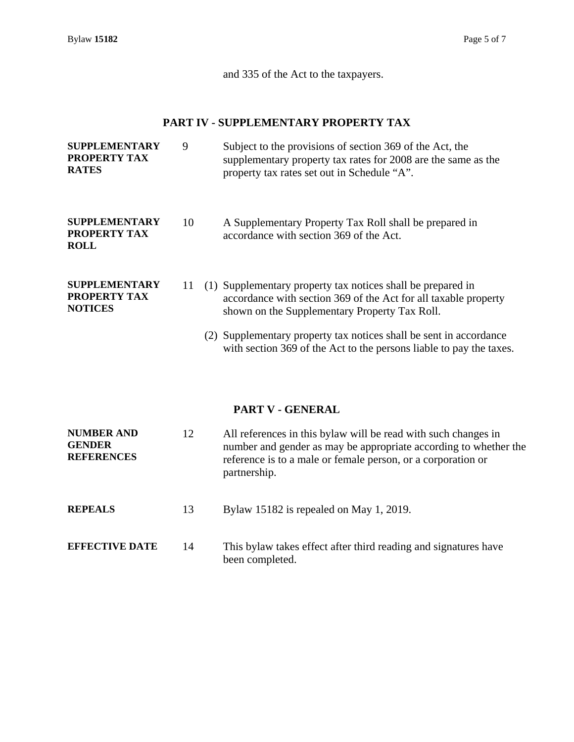and 335 of the Act to the taxpayers.

## PART IV - SUPPLEMENTARY PROPERTY TAX

**SUPPLEMENTARY PROPERTY TAX RATES**

9 Subject to the provisions of section 369 of the Act, the supplementary property tax rates for 2008 are the same as the property tax rates set out in Schedule "A".

**SUPPLEMENTARY PROPERTY TAX ROLL**

10 A Supplementary Property Tax Roll shall be prepared in accordance with section 369 of the Act.

**SUPPLEMENTARY PROPERTY TAX NOTICES**

11 (1) Supplementary property tax notices shall be prepared in accordance with section 369 of the Act for all taxable property shown on the Supplementary Property Tax Roll.

(2) Supplementary property tax notices shall be sent in accordance with section 369 of the Act to the persons liable to pay the taxes.

## PART V - GENERAL

**NUMBER AND GENDER REFERENCES**

12 All references in this bylaw will be read with such changes in number and gender as may be appropriate according to whether the reference is to a male or female person, or a corporation or partnership.

**REPEALS**

13 Bylaw 15182 is repealed on May 1, 2019.

**EFFECTIVE DATE**

14 This bylaw takes effect after third reading and signatures have been completed.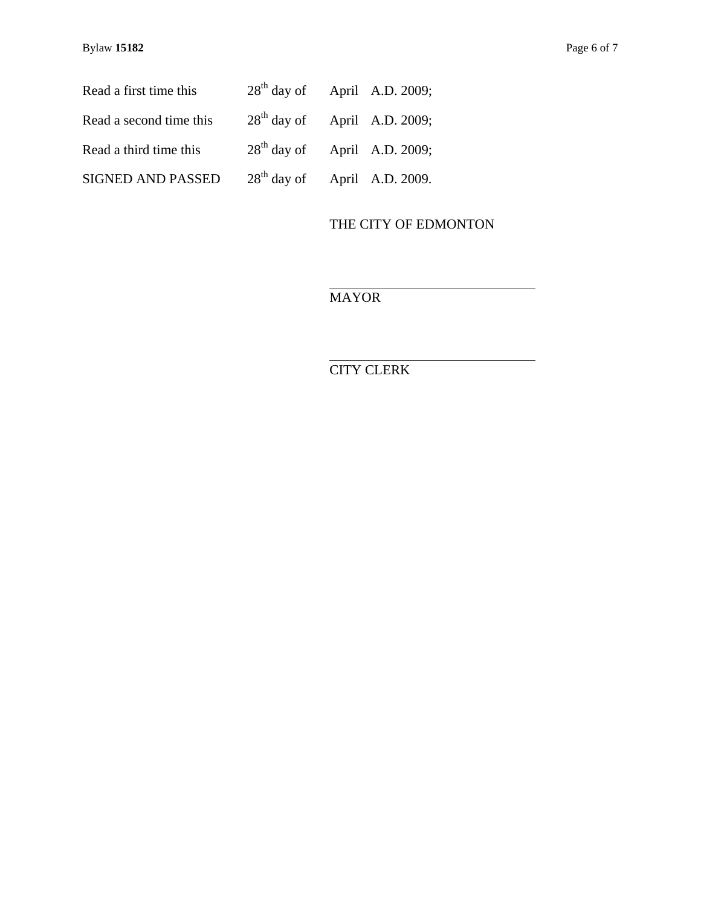| | | |
|---|---|---|
| Read a first time this | 28th day of | April A.D. 2009; |
| Read a second time this | 28th day of | April A.D. 2009; |
| Read a third time this | 28th day of | April A.D. 2009; |
| SIGNED AND PASSED | 28th day of | April A.D. 2009. |

THE CITY OF EDMONTON

\_\_\_\_\_\_\_\_\_\_\_\_\_\_\_\_\_\_\_\_\_\_\_\_\_\_\_\_\_\_

MAYOR

\_\_\_\_\_\_\_\_\_\_\_\_\_\_\_\_\_\_\_\_\_\_\_\_\_\_\_\_\_\_

CITY CLERK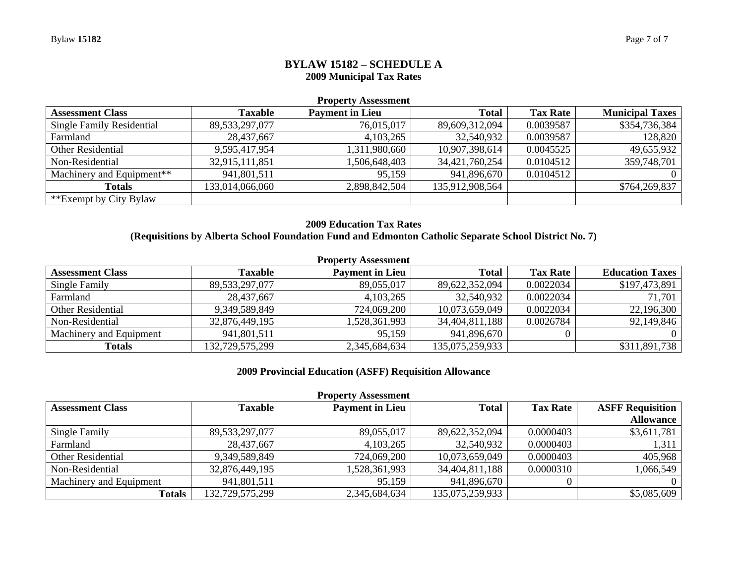## BYLAW 15182 – SCHEDULE A
### 2009 Municipal Tax Rates

| | Property Assessment | | | | |
|---|---|---|---|---|---|
| **Assessment Class** | **Taxable** | **Payment in Lieu** | **Total** | **Tax Rate** | **Municipal Taxes** |
| Single Family Residential | 89,533,297,077 | 76,015,017 | 89,609,312,094 | 0.0039587 | $354,736,384 |
| Farmland | 28,437,667 | 4,103,265 | 32,540,932 | 0.0039587 | 128,820 |
| Other Residential | 9,595,417,954 | 1,311,980,660 | 10,907,398,614 | 0.0045525 | 49,655,932 |
| Non-Residential | 32,915,111,851 | 1,506,648,403 | 34,421,760,254 | 0.0104512 | 359,748,701 |
| Machinery and Equipment** | 941,801,511 | 95,159 | 941,896,670 | 0.0104512 | 0 |
| **Totals** | 133,014,066,060 | 2,898,842,504 | 135,912,908,564 | | $764,269,837 |
| **Exempt by City Bylaw | | | | | |

### 2009 Education Tax Rates
### (Requisitions by Alberta School Foundation Fund and Edmonton Catholic Separate School District No. 7)

| | Property Assessment | | | | |
|---|---|---|---|---|---|
| **Assessment Class** | **Taxable** | **Payment in Lieu** | **Total** | **Tax Rate** | **Education Taxes** |
| Single Family | 89,533,297,077 | 89,055,017 | 89,622,352,094 | 0.0022034 | $197,473,891 |
| Farmland | 28,437,667 | 4,103,265 | 32,540,932 | 0.0022034 | 71,701 |
| Other Residential | 9,349,589,849 | 724,069,200 | 10,073,659,049 | 0.0022034 | 22,196,300 |
| Non-Residential | 32,876,449,195 | 1,528,361,993 | 34,404,811,188 | 0.0026784 | 92,149,846 |
| Machinery and Equipment | 941,801,511 | 95,159 | 941,896,670 | 0 | 0 |
| **Totals** | 132,729,575,299 | 2,345,684,634 | 135,075,259,933 | | $311,891,738 |

### 2009 Provincial Education (ASFF) Requisition Allowance

| | Property Assessment | | | | |
|---|---|---|---|---|---|
| **Assessment Class** | **Taxable** | **Payment in Lieu** | **Total** | **Tax Rate** | **ASFF Requisition Allowance** |
| Single Family | 89,533,297,077 | 89,055,017 | 89,622,352,094 | 0.0000403 | $3,611,781 |
| Farmland | 28,437,667 | 4,103,265 | 32,540,932 | 0.0000403 | 1,311 |
| Other Residential | 9,349,589,849 | 724,069,200 | 10,073,659,049 | 0.0000403 | 405,968 |
| Non-Residential | 32,876,449,195 | 1,528,361,993 | 34,404,811,188 | 0.0000310 | 1,066,549 |
| Machinery and Equipment | 941,801,511 | 95,159 | 941,896,670 | 0 | 0 |
| **Totals** | 132,729,575,299 | 2,345,684,634 | 135,075,259,933 | | $5,085,609 |